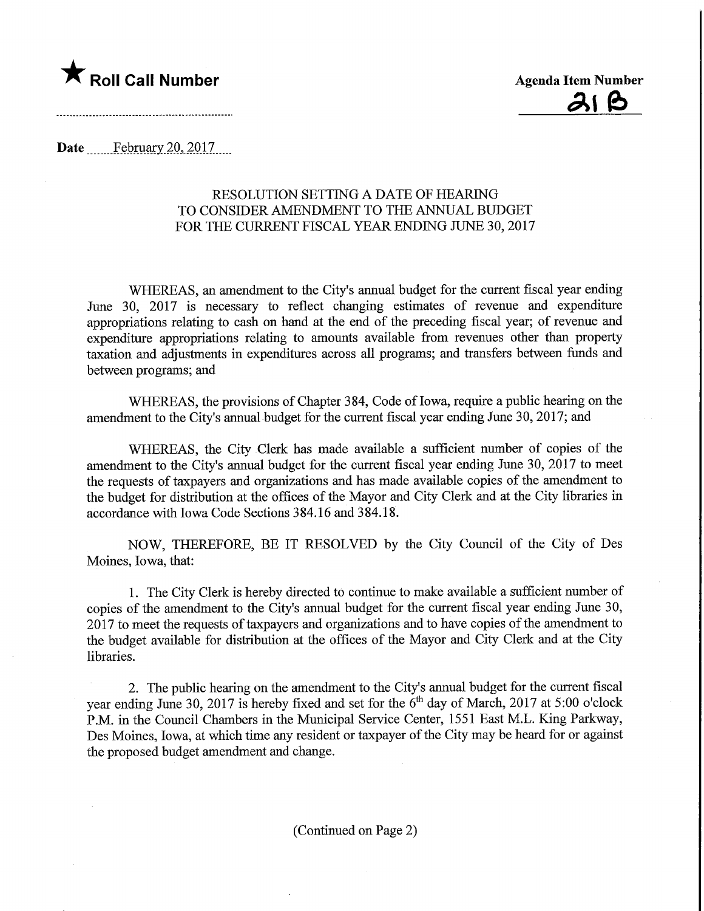★ **Roll Call Number**

**Agenda Item Number**
21 B

**Date** February 20, 2017

### RESOLUTION SETTING A DATE OF HEARING TO CONSIDER AMENDMENT TO THE ANNUAL BUDGET FOR THE CURRENT FISCAL YEAR ENDING JUNE 30, 2017

WHEREAS, an amendment to the City's annual budget for the current fiscal year ending June 30, 2017 is necessary to reflect changing estimates of revenue and expenditure appropriations relating to cash on hand at the end of the preceding fiscal year; of revenue and expenditure appropriations relating to amounts available from revenues other than property taxation and adjustments in expenditures across all programs; and transfers between funds and between programs; and

WHEREAS, the provisions of Chapter 384, Code of Iowa, require a public hearing on the amendment to the City's annual budget for the current fiscal year ending June 30, 2017; and

WHEREAS, the City Clerk has made available a sufficient number of copies of the amendment to the City's annual budget for the current fiscal year ending June 30, 2017 to meet the requests of taxpayers and organizations and has made available copies of the amendment to the budget for distribution at the offices of the Mayor and City Clerk and at the City libraries in accordance with Iowa Code Sections 384.16 and 384.18.

NOW, THEREFORE, BE IT RESOLVED by the City Council of the City of Des Moines, Iowa, that:

1. The City Clerk is hereby directed to continue to make available a sufficient number of copies of the amendment to the City's annual budget for the current fiscal year ending June 30, 2017 to meet the requests of taxpayers and organizations and to have copies of the amendment to the budget available for distribution at the offices of the Mayor and City Clerk and at the City libraries.

2. The public hearing on the amendment to the City's annual budget for the current fiscal year ending June 30, 2017 is hereby fixed and set for the 6th day of March, 2017 at 5:00 o'clock P.M. in the Council Chambers in the Municipal Service Center, 1551 East M.L. King Parkway, Des Moines, Iowa, at which time any resident or taxpayer of the City may be heard for or against the proposed budget amendment and change.

(Continued on Page 2)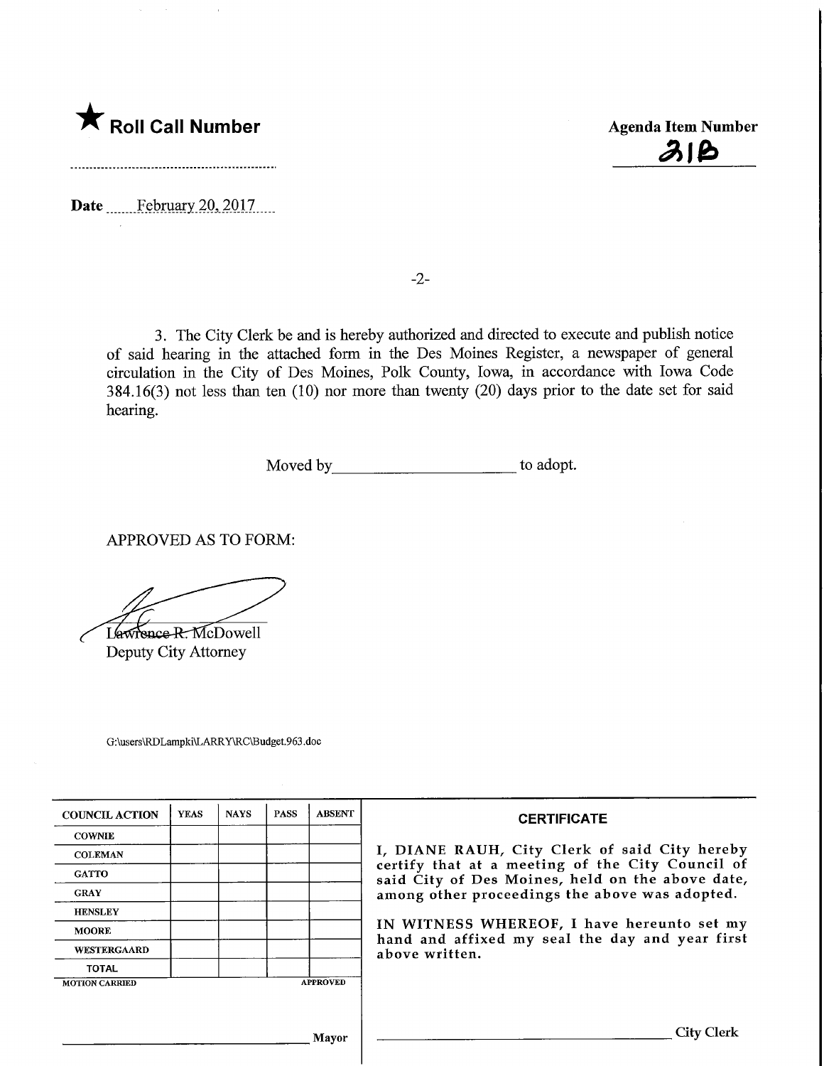★ **Roll Call Number**

**Agenda Item Number**

31B

**Date** February 20, 2017

3. The City Clerk be and is hereby authorized and directed to execute and publish notice of said hearing in the attached form in the Des Moines Register, a newspaper of general circulation in the City of Des Moines, Polk County, Iowa, in accordance with Iowa Code 384.16(3) not less than ten (10) nor more than twenty (20) days prior to the date set for said hearing.

Moved by ______________________ to adopt.

APPROVED AS TO FORM:

Lawrence R. McDowell
Deputy City Attorney

G:\users\RDLampki\LARRY\RC\Budget.963.doc

| COUNCIL ACTION | YEAS | NAYS | PASS | ABSENT |
|---|---|---|---|---|
| COWNIE | | | | |
| COLEMAN | | | | |
| GATTO | | | | |
| GRAY | | | | |
| HENSLEY | | | | |
| MOORE | | | | |
| WESTERGAARD | | | | |
| TOTAL | | | | |
| MOTION CARRIED | | | | APPROVED |

______________________ Mayor

**CERTIFICATE**

I, DIANE RAUH, City Clerk of said City hereby certify that at a meeting of the City Council of said City of Des Moines, held on the above date, among other proceedings the above was adopted.

IN WITNESS WHEREOF, I have hereunto set my hand and affixed my seal the day and year first above written.

______________________ City Clerk